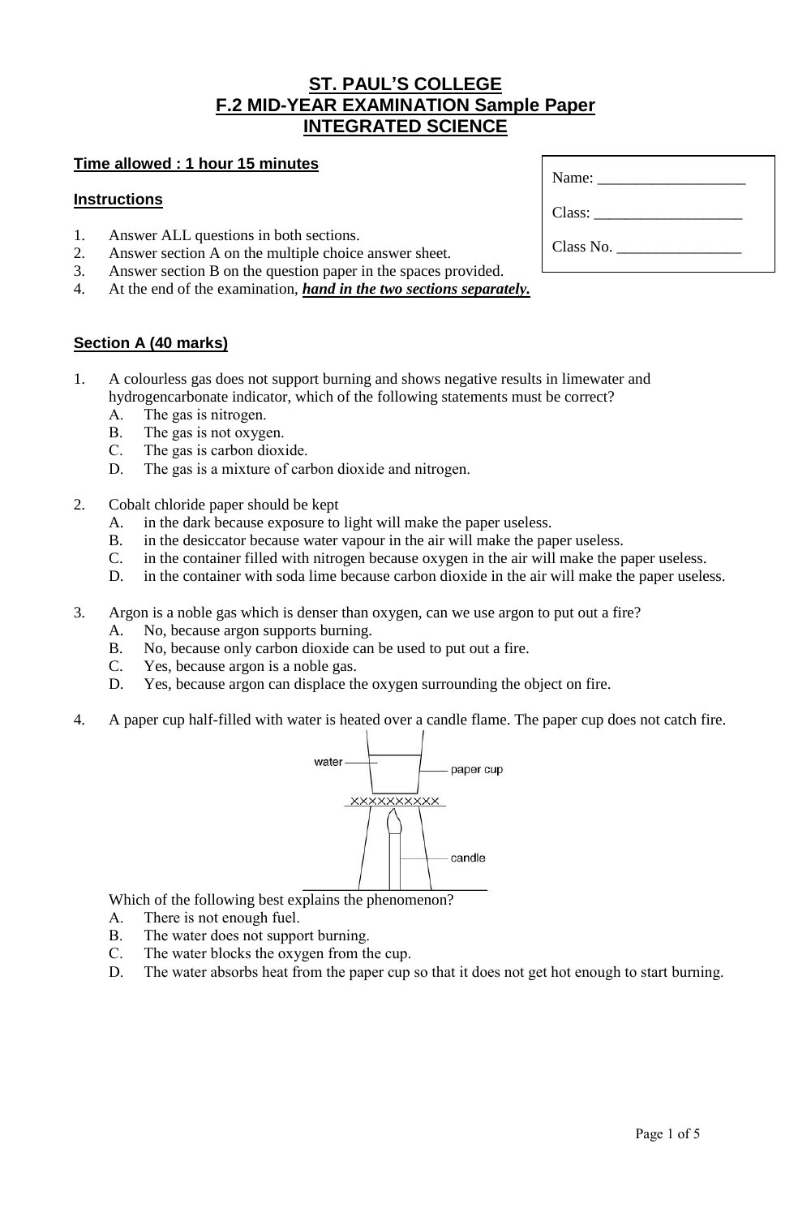# ST. PAUL'S COLLEGE
## F.2 MID-YEAR EXAMINATION Sample Paper
## INTEGRATED SCIENCE

**Time allowed : 1 hour 15 minutes**

Name: ___________________

Class: ___________________

Class No. ________________

**Instructions**

1. Answer ALL questions in both sections.
2. Answer section A on the multiple choice answer sheet.
3. Answer section B on the question paper in the spaces provided.
4. At the end of the examination, ***hand in the two sections separately.***

**Section A (40 marks)**

1. A colourless gas does not support burning and shows negative results in limewater and hydrogencarbonate indicator, which of the following statements must be correct?
   A. The gas is nitrogen.
   B. The gas is not oxygen.
   C. The gas is carbon dioxide.
   D. The gas is a mixture of carbon dioxide and nitrogen.

2. Cobalt chloride paper should be kept
   A. in the dark because exposure to light will make the paper useless.
   B. in the desiccator because water vapour in the air will make the paper useless.
   C. in the container filled with nitrogen because oxygen in the air will make the paper useless.
   D. in the container with soda lime because carbon dioxide in the air will make the paper useless.

3. Argon is a noble gas which is denser than oxygen, can we use argon to put out a fire?
   A. No, because argon supports burning.
   B. No, because only carbon dioxide can be used to put out a fire.
   C. Yes, because argon is a noble gas.
   D. Yes, because argon can displace the oxygen surrounding the object on fire.

4. A paper cup half-filled with water is heated over a candle flame. The paper cup does not catch fire.

   water — paper cup — candle

   Which of the following best explains the phenomenon?
   A. There is not enough fuel.
   B. The water does not support burning.
   C. The water blocks the oxygen from the cup.
   D. The water absorbs heat from the paper cup so that it does not get hot enough to start burning.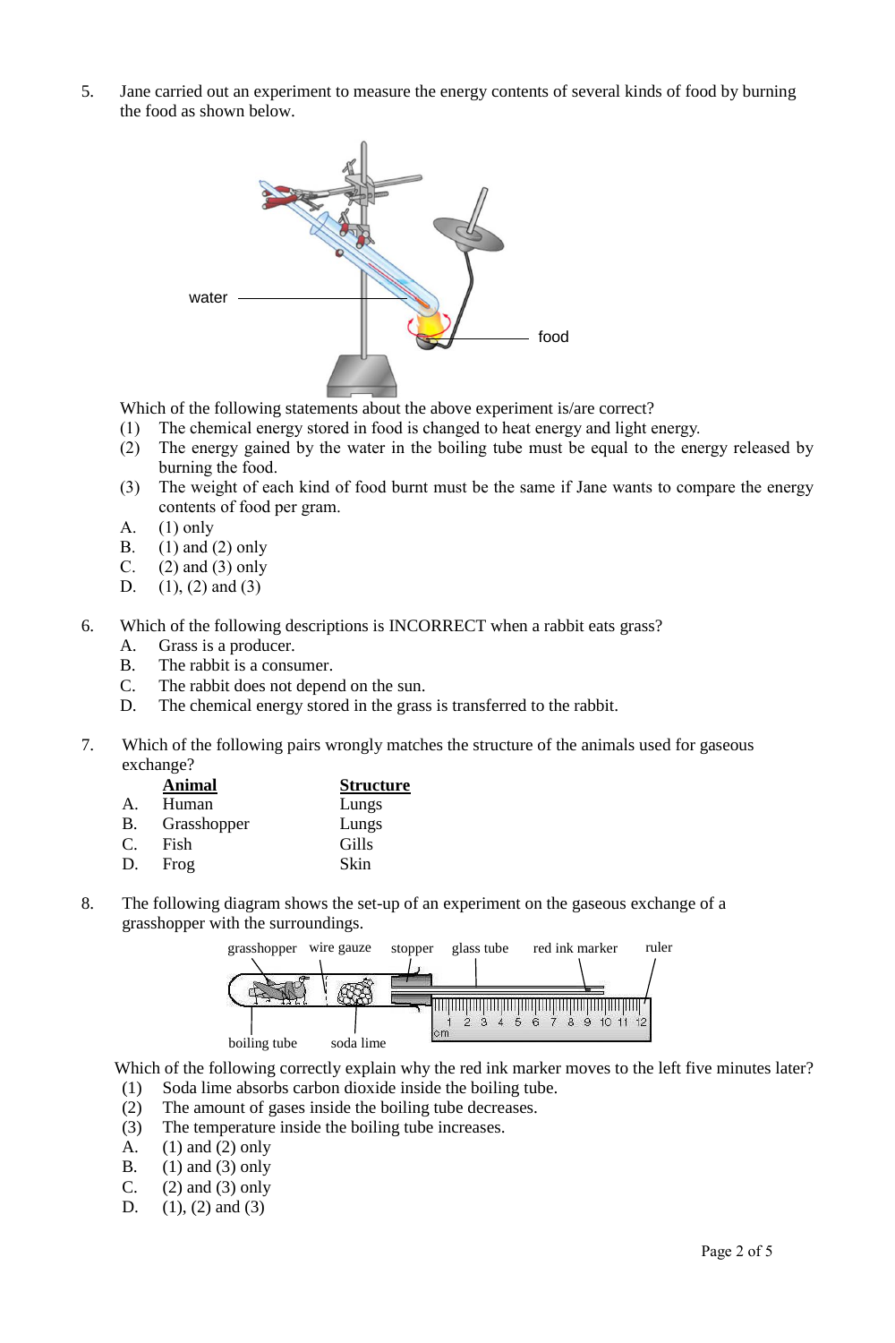5. Jane carried out an experiment to measure the energy contents of several kinds of food by burning the food as shown below.

Which of the following statements about the above experiment is/are correct?

(1) The chemical energy stored in food is changed to heat energy and light energy.
(2) The energy gained by the water in the boiling tube must be equal to the energy released by burning the food.
(3) The weight of each kind of food burnt must be the same if Jane wants to compare the energy contents of food per gram.

A. (1) only
B. (1) and (2) only
C. (2) and (3) only
D. (1), (2) and (3)

6. Which of the following descriptions is INCORRECT when a rabbit eats grass?

A. Grass is a producer.
B. The rabbit is a consumer.
C. The rabbit does not depend on the sun.
D. The chemical energy stored in the grass is transferred to the rabbit.

7. Which of the following pairs wrongly matches the structure of the animals used for gaseous exchange?

| | **Animal** | **Structure** |
|---|---|---|
| A. | Human | Lungs |
| B. | Grasshopper | Lungs |
| C. | Fish | Gills |
| D. | Frog | Skin |

8. The following diagram shows the set-up of an experiment on the gaseous exchange of a grasshopper with the surroundings.

Which of the following correctly explain why the red ink marker moves to the left five minutes later?

(1) Soda lime absorbs carbon dioxide inside the boiling tube.
(2) The amount of gases inside the boiling tube decreases.
(3) The temperature inside the boiling tube increases.

A. (1) and (2) only
B. (1) and (3) only
C. (2) and (3) only
D. (1), (2) and (3)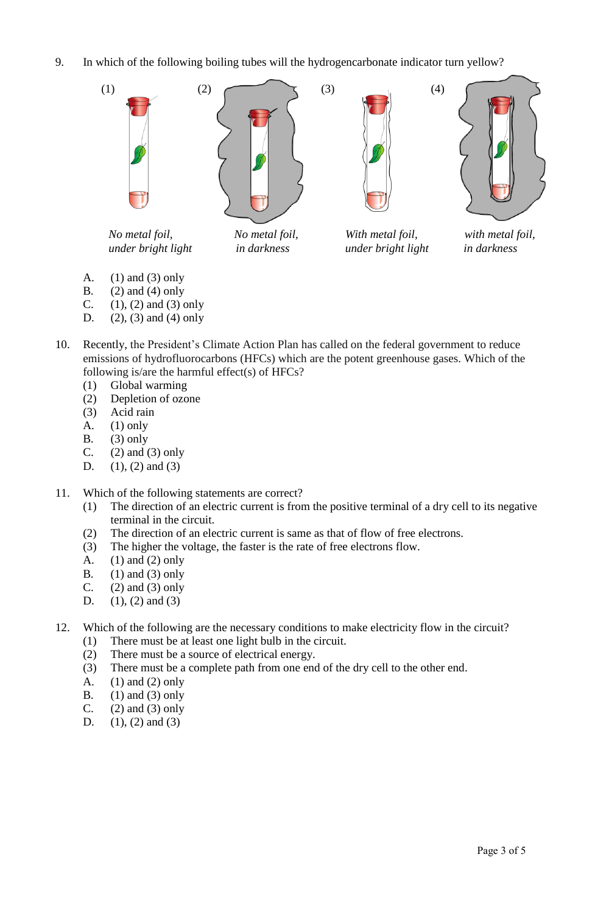9. In which of the following boiling tubes will the hydrogencarbonate indicator turn yellow?

(1) *No metal foil, under bright light*

(2) *No metal foil, in darkness*

(3) *With metal foil, under bright light*

(4) *with metal foil, in darkness*

A. (1) and (3) only
B. (2) and (4) only
C. (1), (2) and (3) only
D. (2), (3) and (4) only

10. Recently, the President's Climate Action Plan has called on the federal government to reduce emissions of hydrofluorocarbons (HFCs) which are the potent greenhouse gases. Which of the following is/are the harmful effect(s) of HFCs?
(1) Global warming
(2) Depletion of ozone
(3) Acid rain
A. (1) only
B. (3) only
C. (2) and (3) only
D. (1), (2) and (3)

11. Which of the following statements are correct?
(1) The direction of an electric current is from the positive terminal of a dry cell to its negative terminal in the circuit.
(2) The direction of an electric current is same as that of flow of free electrons.
(3) The higher the voltage, the faster is the rate of free electrons flow.
A. (1) and (2) only
B. (1) and (3) only
C. (2) and (3) only
D. (1), (2) and (3)

12. Which of the following are the necessary conditions to make electricity flow in the circuit?
(1) There must be at least one light bulb in the circuit.
(2) There must be a source of electrical energy.
(3) There must be a complete path from one end of the dry cell to the other end.
A. (1) and (2) only
B. (1) and (3) only
C. (2) and (3) only
D. (1), (2) and (3)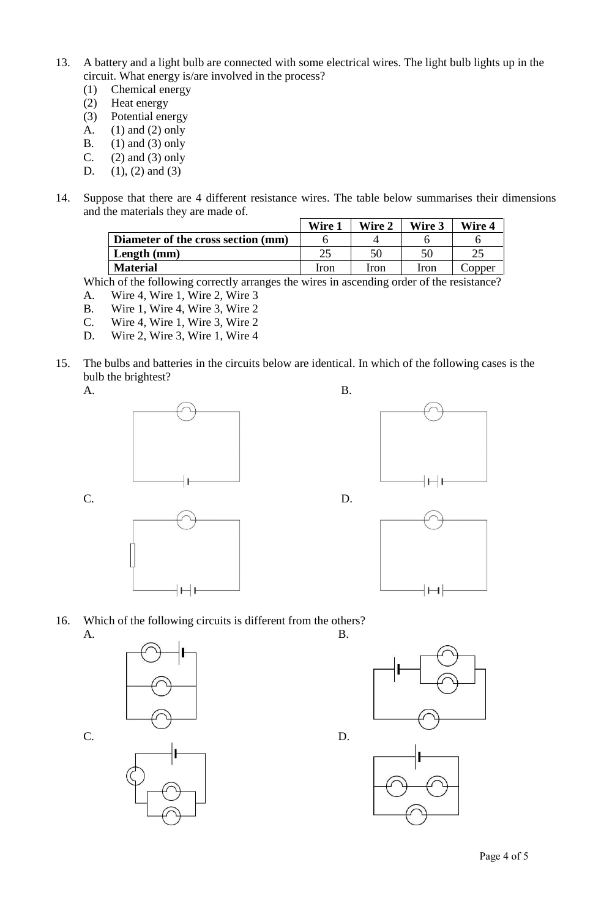13. A battery and a light bulb are connected with some electrical wires. The light bulb lights up in the circuit. What energy is/are involved in the process?
    (1) Chemical energy
    (2) Heat energy
    (3) Potential energy
    A. (1) and (2) only
    B. (1) and (3) only
    C. (2) and (3) only
    D. (1), (2) and (3)

14. Suppose that there are 4 different resistance wires. The table below summarises their dimensions and the materials they are made of.

| | Wire 1 | Wire 2 | Wire 3 | Wire 4 |
|---|---|---|---|---|
| **Diameter of the cross section (mm)** | 6 | 4 | 6 | 6 |
| **Length (mm)** | 25 | 50 | 50 | 25 |
| **Material** | Iron | Iron | Iron | Copper |

Which of the following correctly arranges the wires in ascending order of the resistance?
    A. Wire 4, Wire 1, Wire 2, Wire 3
    B. Wire 1, Wire 4, Wire 3, Wire 2
    C. Wire 4, Wire 1, Wire 3, Wire 2
    D. Wire 2, Wire 3, Wire 1, Wire 4

15. The bulbs and batteries in the circuits below are identical. In which of the following cases is the bulb the brightest?
    A.
    B.
    C.
    D.

16. Which of the following circuits is different from the others?
    A.
    B.
    C.
    D.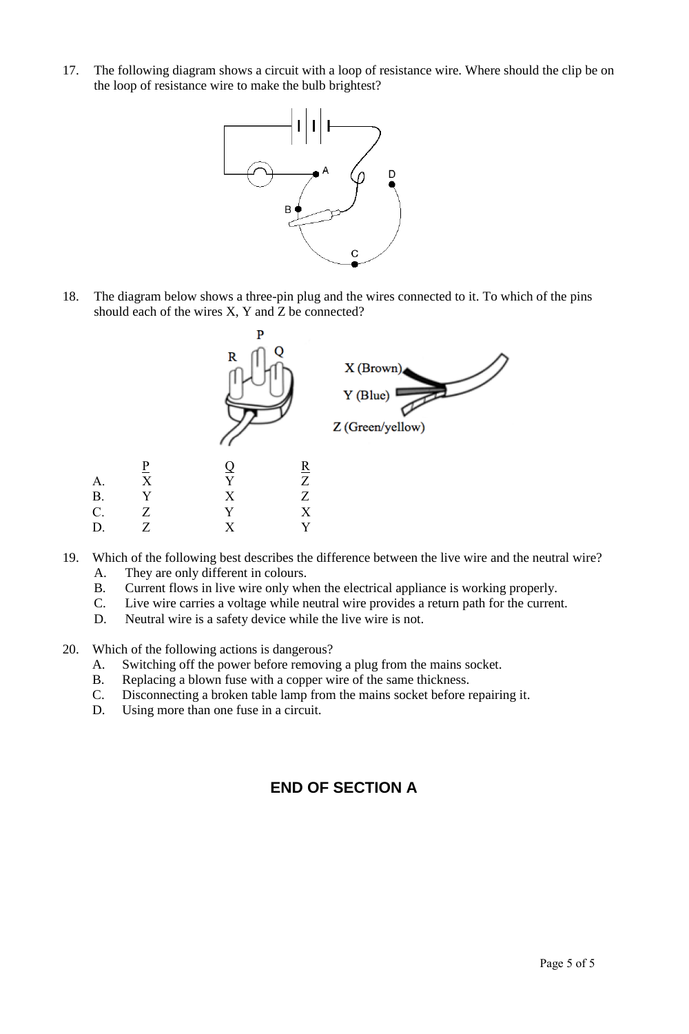17. The following diagram shows a circuit with a loop of resistance wire. Where should the clip be on the loop of resistance wire to make the bulb brightest?

A

B

C

D

18. The diagram below shows a three-pin plug and the wires connected to it. To which of the pins should each of the wires X, Y and Z be connected?

P

R

Q

X (Brown)

Y (Blue)

Z (Green/yellow)

| | P | Q | R |
|---|---|---|---|
| A. | X | Y | Z |
| B. | Y | X | Z |
| C. | Z | Y | X |
| D. | Z | X | Y |

19. Which of the following best describes the difference between the live wire and the neutral wire?
    A. They are only different in colours.
    B. Current flows in live wire only when the electrical appliance is working properly.
    C. Live wire carries a voltage while neutral wire provides a return path for the current.
    D. Neutral wire is a safety device while the live wire is not.

20. Which of the following actions is dangerous?
    A. Switching off the power before removing a plug from the mains socket.
    B. Replacing a blown fuse with a copper wire of the same thickness.
    C. Disconnecting a broken table lamp from the mains socket before repairing it.
    D. Using more than one fuse in a circuit.

## END OF SECTION A